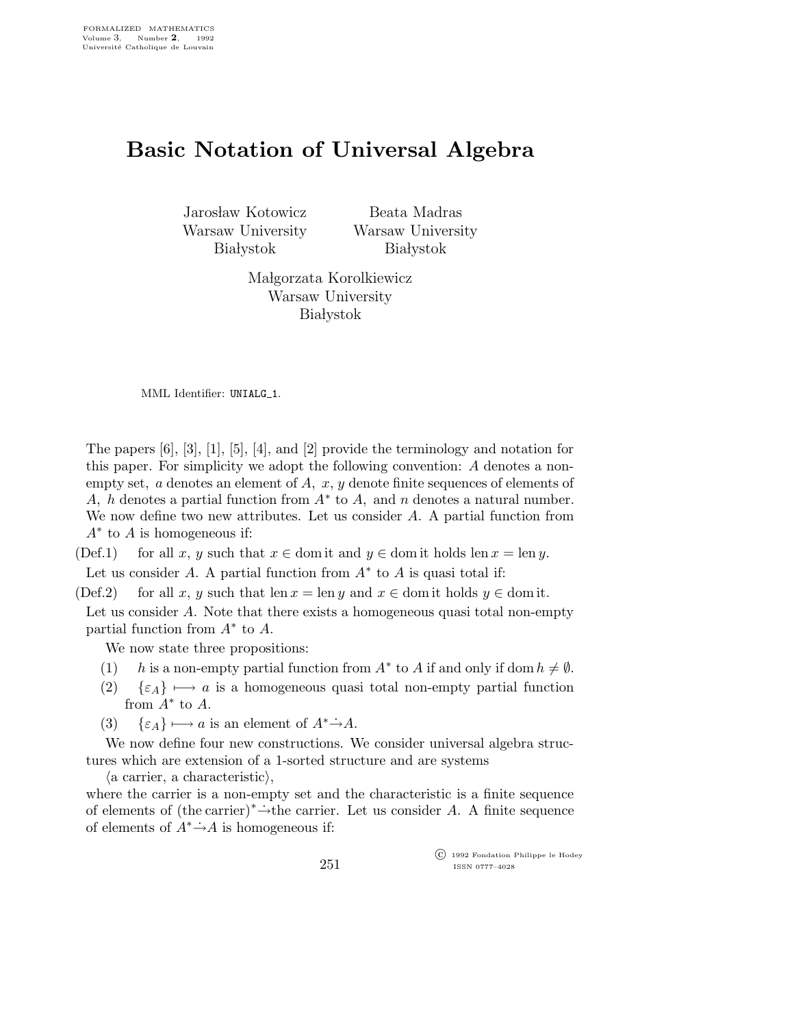# Basic Notation of Universal Algebra

Jarosław Kotowicz
Warsaw University
Białystok

Beata Madras
Warsaw University
Białystok

Małgorzata Korolkiewicz
Warsaw University
Białystok

MML Identifier: UNIALG_1.

The papers [6], [3], [1], [5], [4], and [2] provide the terminology and notation for this paper. For simplicity we adopt the following convention: $A$ denotes a non-empty set, $a$ denotes an element of $A$, $x$, $y$ denote finite sequences of elements of $A$, $h$ denotes a partial function from $A^*$ to $A$, and $n$ denotes a natural number. We now define two new attributes. Let us consider $A$. A partial function from $A^*$ to $A$ is homogeneous if:

(Def.1) for all $x$, $y$ such that $x \in \operatorname{dom}$ it and $y \in \operatorname{dom}$ it holds $\operatorname{len} x = \operatorname{len} y$.

Let us consider $A$. A partial function from $A^*$ to $A$ is quasi total if:

(Def.2) for all $x$, $y$ such that $\operatorname{len} x = \operatorname{len} y$ and $x \in \operatorname{dom}$ it holds $y \in \operatorname{dom}$ it.

Let us consider $A$. Note that there exists a homogeneous quasi total non-empty partial function from $A^*$ to $A$.

We now state three propositions:

(1) $h$ is a non-empty partial function from $A^*$ to $A$ if and only if $\operatorname{dom} h \neq \emptyset$.

(2) $\{\varepsilon_A\} \longmapsto a$ is a homogeneous quasi total non-empty partial function from $A^*$ to $A$.

(3) $\{\varepsilon_A\} \longmapsto a$ is an element of $A^* \dot{\rightarrow} A$.

We now define four new constructions. We consider universal algebra structures which are extension of a 1-sorted structure and are systems

⟨a carrier, a characteristic⟩,

where the carrier is a non-empty set and the characteristic is a finite sequence of elements of $(\text{the carrier})^* \dot{\rightarrow}$the carrier. Let us consider $A$. A finite sequence of elements of $A^* \dot{\rightarrow} A$ is homogeneous if: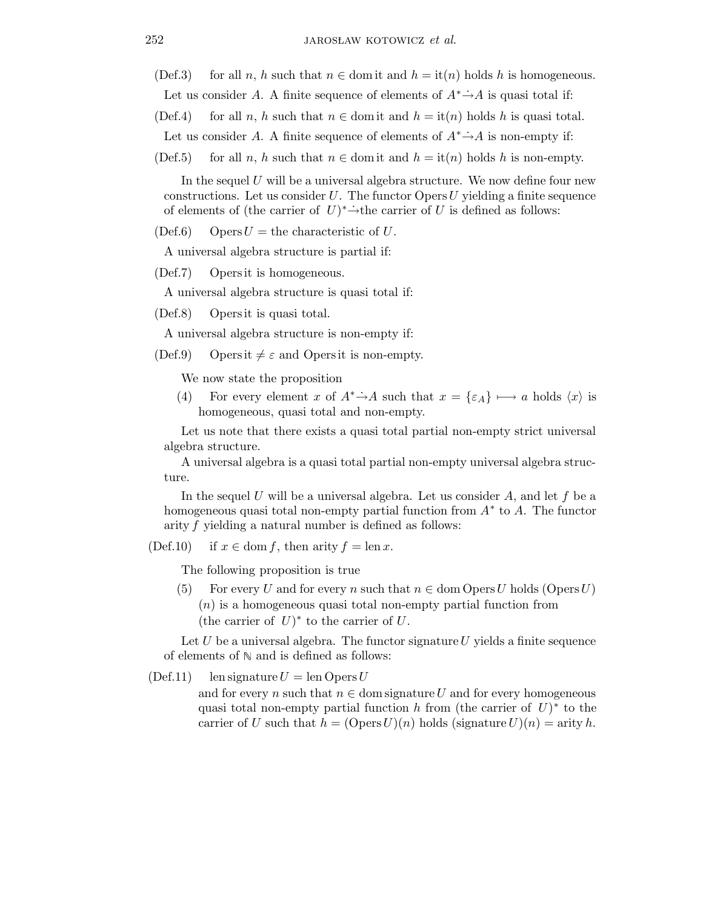(Def.3) for all $n$, $h$ such that $n \in \operatorname{dom} \mathrm{it}$ and $h = \mathrm{it}(n)$ holds $h$ is homogeneous.

Let us consider $A$. A finite sequence of elements of $A^* \dot{\rightarrow} A$ is quasi total if:

(Def.4) for all $n$, $h$ such that $n \in \operatorname{dom} \mathrm{it}$ and $h = \mathrm{it}(n)$ holds $h$ is quasi total.

Let us consider $A$. A finite sequence of elements of $A^* \dot{\rightarrow} A$ is non-empty if:

(Def.5) for all $n$, $h$ such that $n \in \operatorname{dom} \mathrm{it}$ and $h = \mathrm{it}(n)$ holds $h$ is non-empty.

In the sequel $U$ will be a universal algebra structure. We now define four new constructions. Let us consider $U$. The functor $\mathrm{Opers}\, U$ yielding a finite sequence of elements of (the carrier of $U)^* \dot{\rightarrow}$the carrier of $U$ is defined as follows:

(Def.6) $\mathrm{Opers}\, U =$ the characteristic of $U$.

A universal algebra structure is partial if:

(Def.7) $\mathrm{Opers}\, \mathrm{it}$ is homogeneous.

A universal algebra structure is quasi total if:

(Def.8) $\mathrm{Opers}\, \mathrm{it}$ is quasi total.

A universal algebra structure is non-empty if:

(Def.9) $\mathrm{Opers}\, \mathrm{it} \neq \varepsilon$ and $\mathrm{Opers}\, \mathrm{it}$ is non-empty.

We now state the proposition

(4) For every element $x$ of $A^* \dot{\rightarrow} A$ such that $x = \{\varepsilon_A\} \longmapsto a$ holds $\langle x \rangle$ is homogeneous, quasi total and non-empty.

Let us note that there exists a quasi total partial non-empty strict universal algebra structure.

A universal algebra is a quasi total partial non-empty universal algebra structure.

In the sequel $U$ will be a universal algebra. Let us consider $A$, and let $f$ be a homogeneous quasi total non-empty partial function from $A^*$ to $A$. The functor $\mathrm{arity}\, f$ yielding a natural number is defined as follows:

(Def.10) if $x \in \operatorname{dom} f$, then $\mathrm{arity}\, f = \operatorname{len} x$.

The following proposition is true

(5) For every $U$ and for every $n$ such that $n \in \operatorname{dom} \mathrm{Opers}\, U$ holds $(\mathrm{Opers}\, U)(n)$ is a homogeneous quasi total non-empty partial function from (the carrier of $U)^*$ to the carrier of $U$.

Let $U$ be a universal algebra. The functor $\mathrm{signature}\, U$ yields a finite sequence of elements of $\mathbb{N}$ and is defined as follows:

(Def.11) $\operatorname{len} \mathrm{signature}\, U = \operatorname{len} \mathrm{Opers}\, U$ and for every $n$ such that $n \in \operatorname{dom} \mathrm{signature}\, U$ and for every homogeneous quasi total non-empty partial function $h$ from (the carrier of $U)^*$ to the carrier of $U$ such that $h = (\mathrm{Opers}\, U)(n)$ holds $(\mathrm{signature}\, U)(n) = \mathrm{arity}\, h$.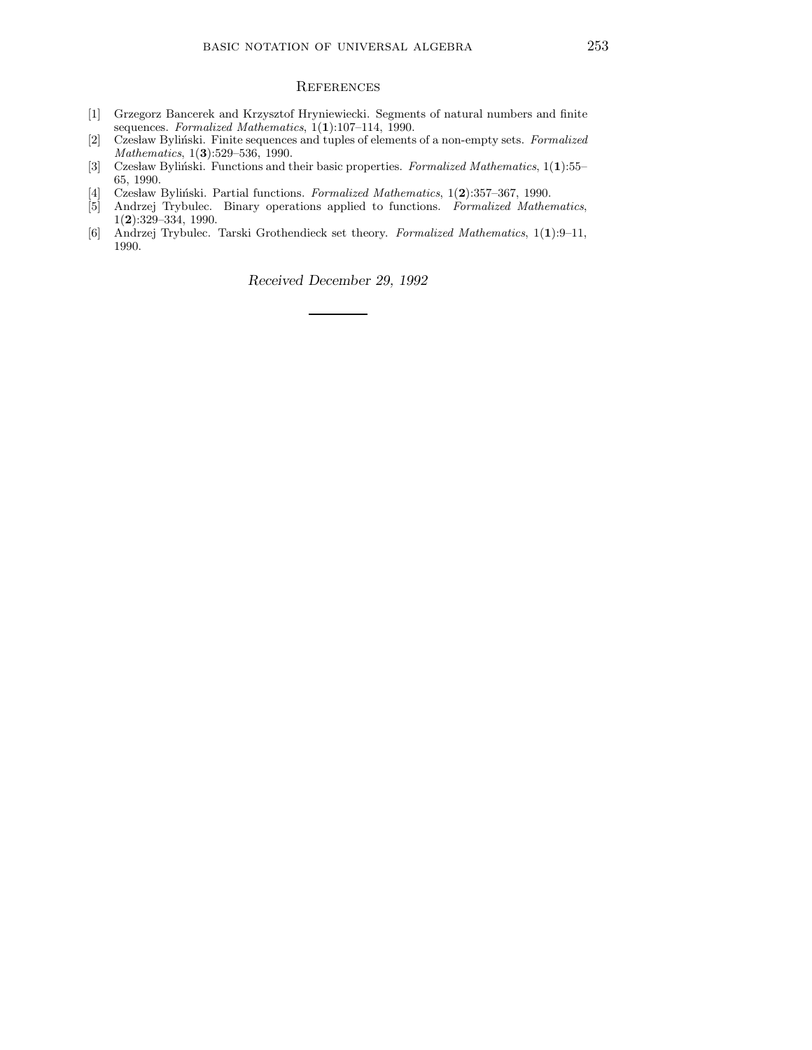## References

[1] Grzegorz Bancerek and Krzysztof Hryniewiecki. Segments of natural numbers and finite sequences. *Formalized Mathematics*, 1(**1**):107–114, 1990.

[2] Czesław Byliński. Finite sequences and tuples of elements of a non-empty sets. *Formalized Mathematics*, 1(**3**):529–536, 1990.

[3] Czesław Byliński. Functions and their basic properties. *Formalized Mathematics*, 1(**1**):55–65, 1990.

[4] Czesław Byliński. Partial functions. *Formalized Mathematics*, 1(**2**):357–367, 1990.

[5] Andrzej Trybulec. Binary operations applied to functions. *Formalized Mathematics*, 1(**2**):329–334, 1990.

[6] Andrzej Trybulec. Tarski Grothendieck set theory. *Formalized Mathematics*, 1(**1**):9–11, 1990.

*Received December 29, 1992*